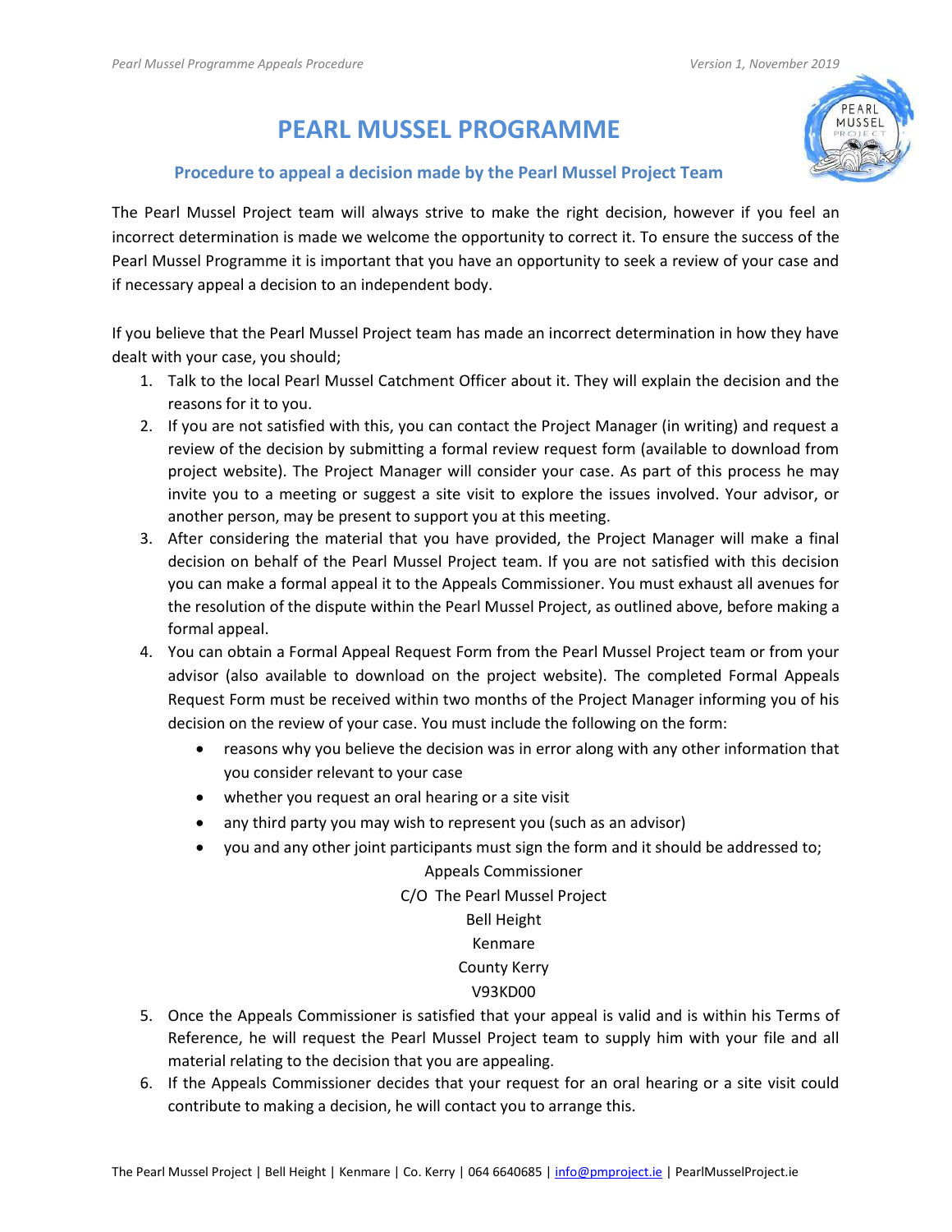# PEARL MUSSEL PROGRAMME

## Procedure to appeal a decision made by the Pearl Mussel Project Team

The Pearl Mussel Project team will always strive to make the right decision, however if you feel an incorrect determination is made we welcome the opportunity to correct it. To ensure the success of the Pearl Mussel Programme it is important that you have an opportunity to seek a review of your case and if necessary appeal a decision to an independent body.

If you believe that the Pearl Mussel Project team has made an incorrect determination in how they have dealt with your case, you should;

1. Talk to the local Pearl Mussel Catchment Officer about it. They will explain the decision and the reasons for it to you.
2. If you are not satisfied with this, you can contact the Project Manager (in writing) and request a review of the decision by submitting a formal review request form (available to download from project website). The Project Manager will consider your case. As part of this process he may invite you to a meeting or suggest a site visit to explore the issues involved. Your advisor, or another person, may be present to support you at this meeting.
3. After considering the material that you have provided, the Project Manager will make a final decision on behalf of the Pearl Mussel Project team. If you are not satisfied with this decision you can make a formal appeal it to the Appeals Commissioner. You must exhaust all avenues for the resolution of the dispute within the Pearl Mussel Project, as outlined above, before making a formal appeal.
4. You can obtain a Formal Appeal Request Form from the Pearl Mussel Project team or from your advisor (also available to download on the project website). The completed Formal Appeals Request Form must be received within two months of the Project Manager informing you of his decision on the review of your case. You must include the following on the form:
   - reasons why you believe the decision was in error along with any other information that you consider relevant to your case
   - whether you request an oral hearing or a site visit
   - any third party you may wish to represent you (such as an advisor)
   - you and any other joint participants must sign the form and it should be addressed to;

     Appeals Commissioner  
     C/O The Pearl Mussel Project  
     Bell Height  
     Kenmare  
     County Kerry  
     V93KD00
5. Once the Appeals Commissioner is satisfied that your appeal is valid and is within his Terms of Reference, he will request the Pearl Mussel Project team to supply him with your file and all material relating to the decision that you are appealing.
6. If the Appeals Commissioner decides that your request for an oral hearing or a site visit could contribute to making a decision, he will contact you to arrange this.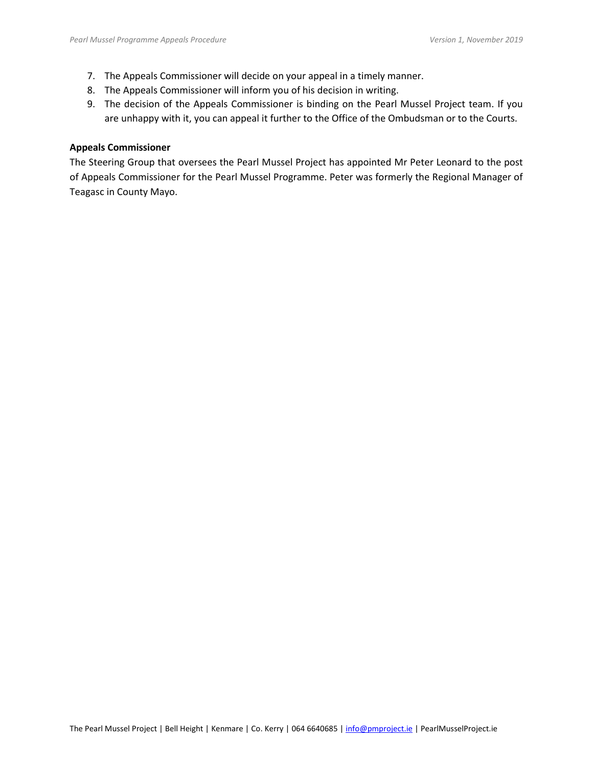7. The Appeals Commissioner will decide on your appeal in a timely manner.
8. The Appeals Commissioner will inform you of his decision in writing.
9. The decision of the Appeals Commissioner is binding on the Pearl Mussel Project team. If you are unhappy with it, you can appeal it further to the Office of the Ombudsman or to the Courts.

**Appeals Commissioner**

The Steering Group that oversees the Pearl Mussel Project has appointed Mr Peter Leonard to the post of Appeals Commissioner for the Pearl Mussel Programme. Peter was formerly the Regional Manager of Teagasc in County Mayo.